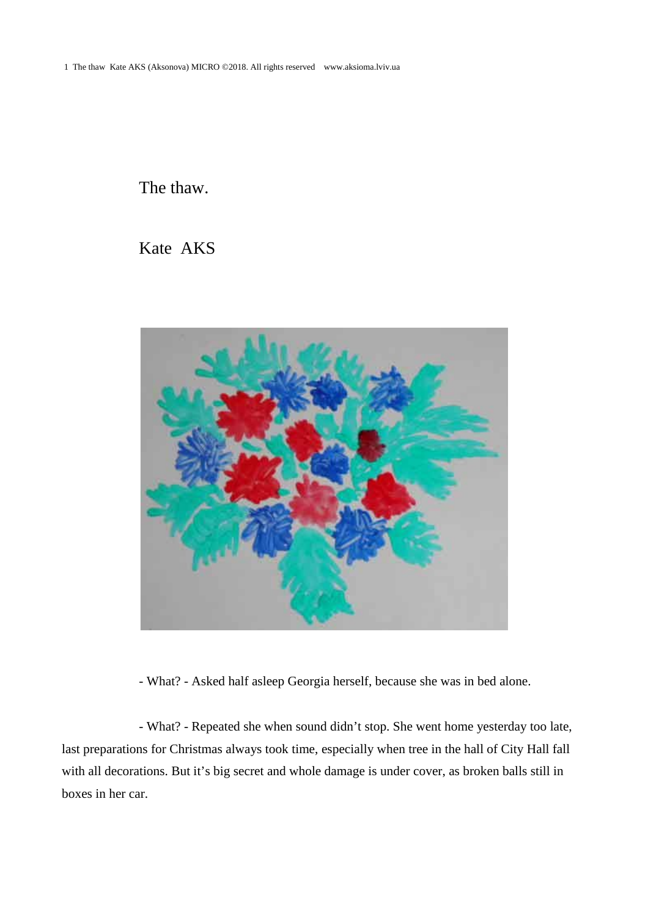# The thaw.

## Kate AKS

- What? - Asked half asleep Georgia herself, because she was in bed alone.

- What? - Repeated she when sound didn't stop. She went home yesterday too late, last preparations for Christmas always took time, especially when tree in the hall of City Hall fall with all decorations. But it's big secret and whole damage is under cover, as broken balls still in boxes in her car.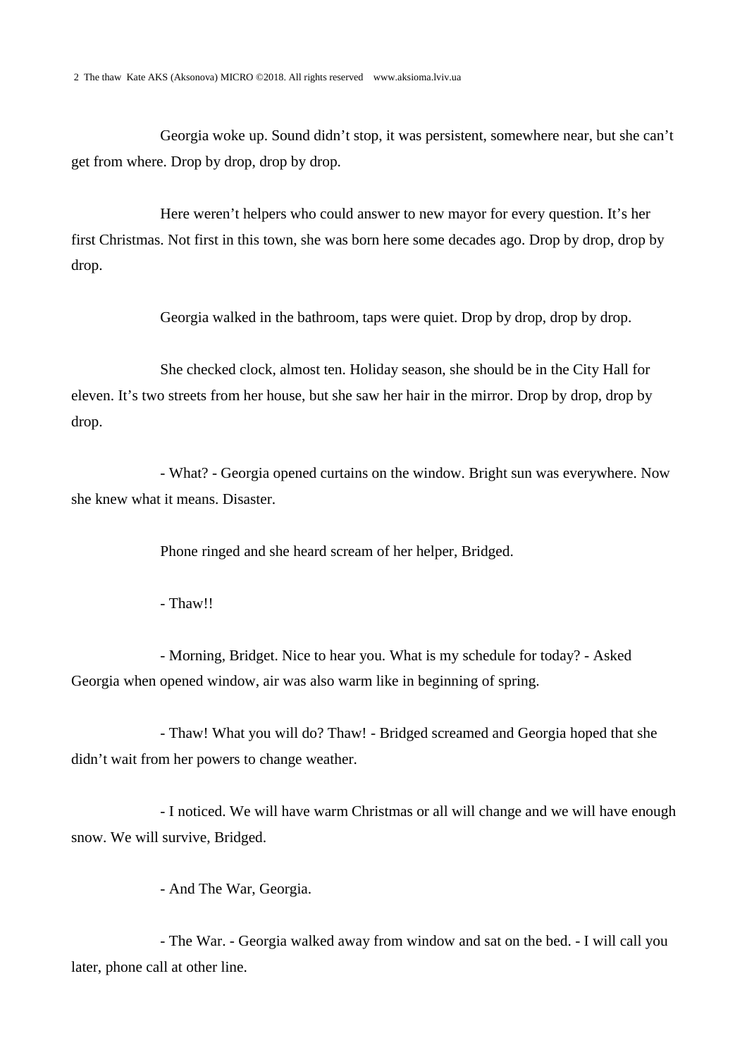Georgia woke up. Sound didn't stop, it was persistent, somewhere near, but she can't get from where. Drop by drop, drop by drop.

Here weren't helpers who could answer to new mayor for every question. It's her first Christmas. Not first in this town, she was born here some decades ago. Drop by drop, drop by drop.

Georgia walked in the bathroom, taps were quiet. Drop by drop, drop by drop.

She checked clock, almost ten. Holiday season, she should be in the City Hall for eleven. It's two streets from her house, but she saw her hair in the mirror. Drop by drop, drop by drop.

- What? - Georgia opened curtains on the window. Bright sun was everywhere. Now she knew what it means. Disaster.

Phone ringed and she heard scream of her helper, Bridged.

- Thaw!!

- Morning, Bridget. Nice to hear you. What is my schedule for today? - Asked Georgia when opened window, air was also warm like in beginning of spring.

- Thaw! What you will do? Thaw! - Bridged screamed and Georgia hoped that she didn't wait from her powers to change weather.

- I noticed. We will have warm Christmas or all will change and we will have enough snow. We will survive, Bridged.

- And The War, Georgia.

- The War. - Georgia walked away from window and sat on the bed. - I will call you later, phone call at other line.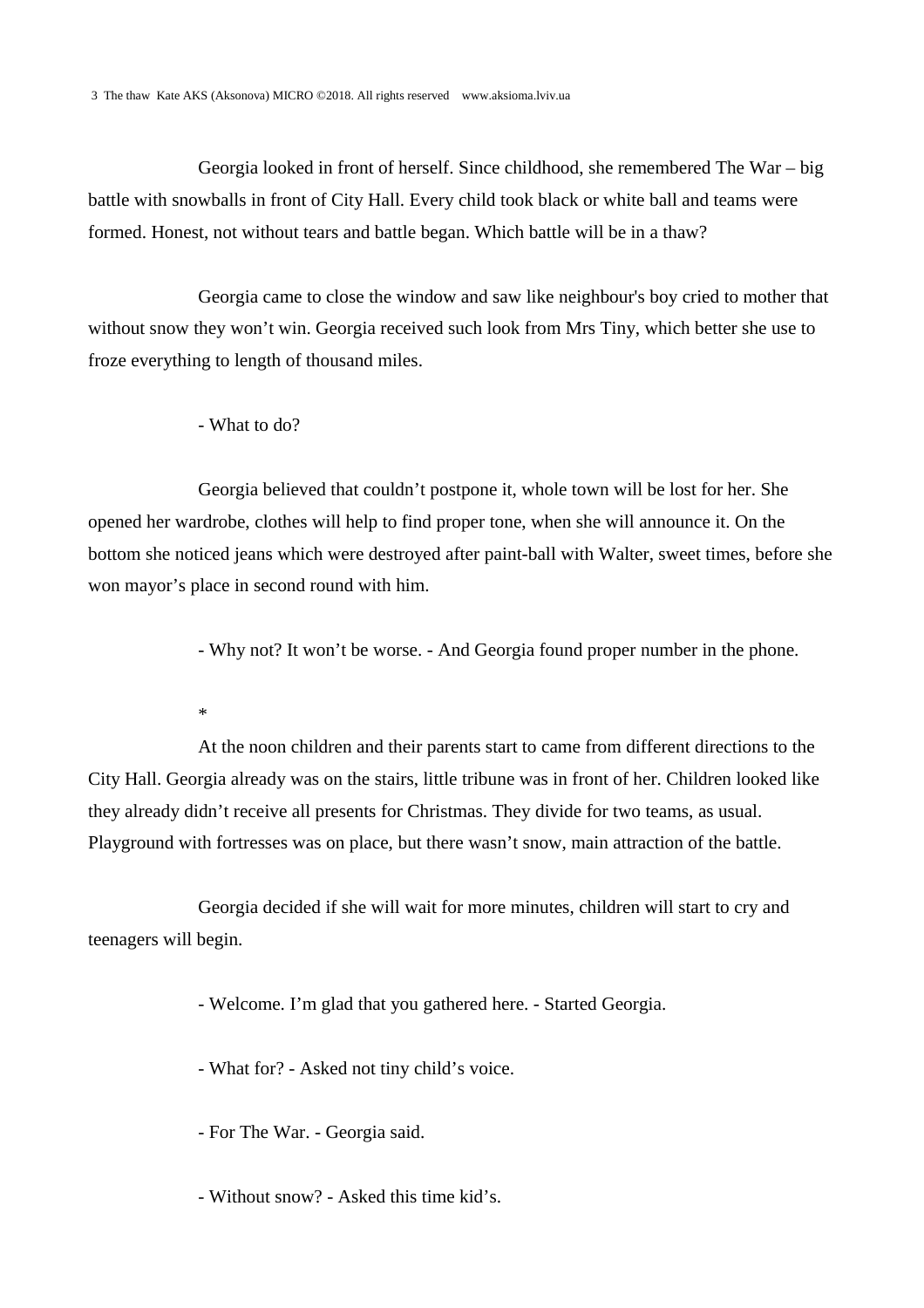Georgia looked in front of herself. Since childhood, she remembered The War – big battle with snowballs in front of City Hall. Every child took black or white ball and teams were formed. Honest, not without tears and battle began. Which battle will be in a thaw?

Georgia came to close the window and saw like neighbour's boy cried to mother that without snow they won’t win. Georgia received such look from Mrs Tiny, which better she use to froze everything to length of thousand miles.

- What to do?

Georgia believed that couldn’t postpone it, whole town will be lost for her. She opened her wardrobe, clothes will help to find proper tone, when she will announce it. On the bottom she noticed jeans which were destroyed after paint-ball with Walter, sweet times, before she won mayor’s place in second round with him.

- Why not? It won’t be worse. - And Georgia found proper number in the phone.

*

At the noon children and their parents start to came from different directions to the City Hall. Georgia already was on the stairs, little tribune was in front of her. Children looked like they already didn’t receive all presents for Christmas. They divide for two teams, as usual. Playground with fortresses was on place, but there wasn’t snow, main attraction of the battle.

Georgia decided if she will wait for more minutes, children will start to cry and teenagers will begin.

- Welcome. I’m glad that you gathered here. - Started Georgia.

- What for? - Asked not tiny child’s voice.

- For The War. - Georgia said.

- Without snow? - Asked this time kid’s.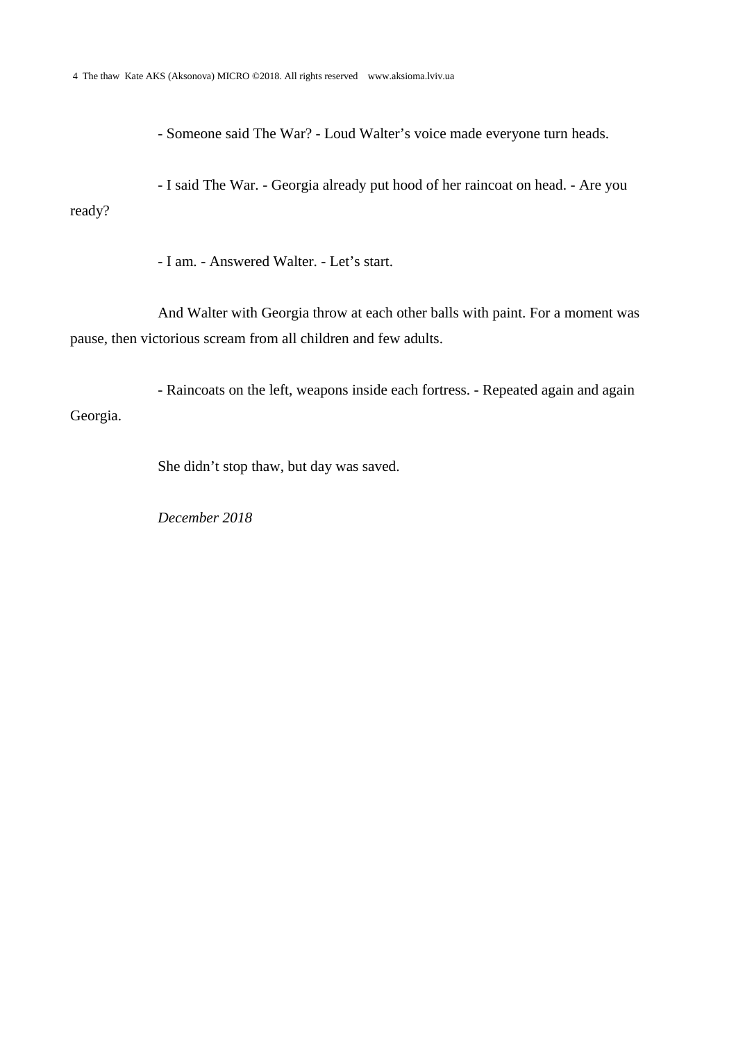- Someone said The War? - Loud Walter's voice made everyone turn heads.

- I said The War. - Georgia already put hood of her raincoat on head. - Are you ready?

- I am. - Answered Walter. - Let's start.

And Walter with Georgia throw at each other balls with paint. For a moment was pause, then victorious scream from all children and few adults.

- Raincoats on the left, weapons inside each fortress. - Repeated again and again Georgia.

She didn't stop thaw, but day was saved.

*December 2018*